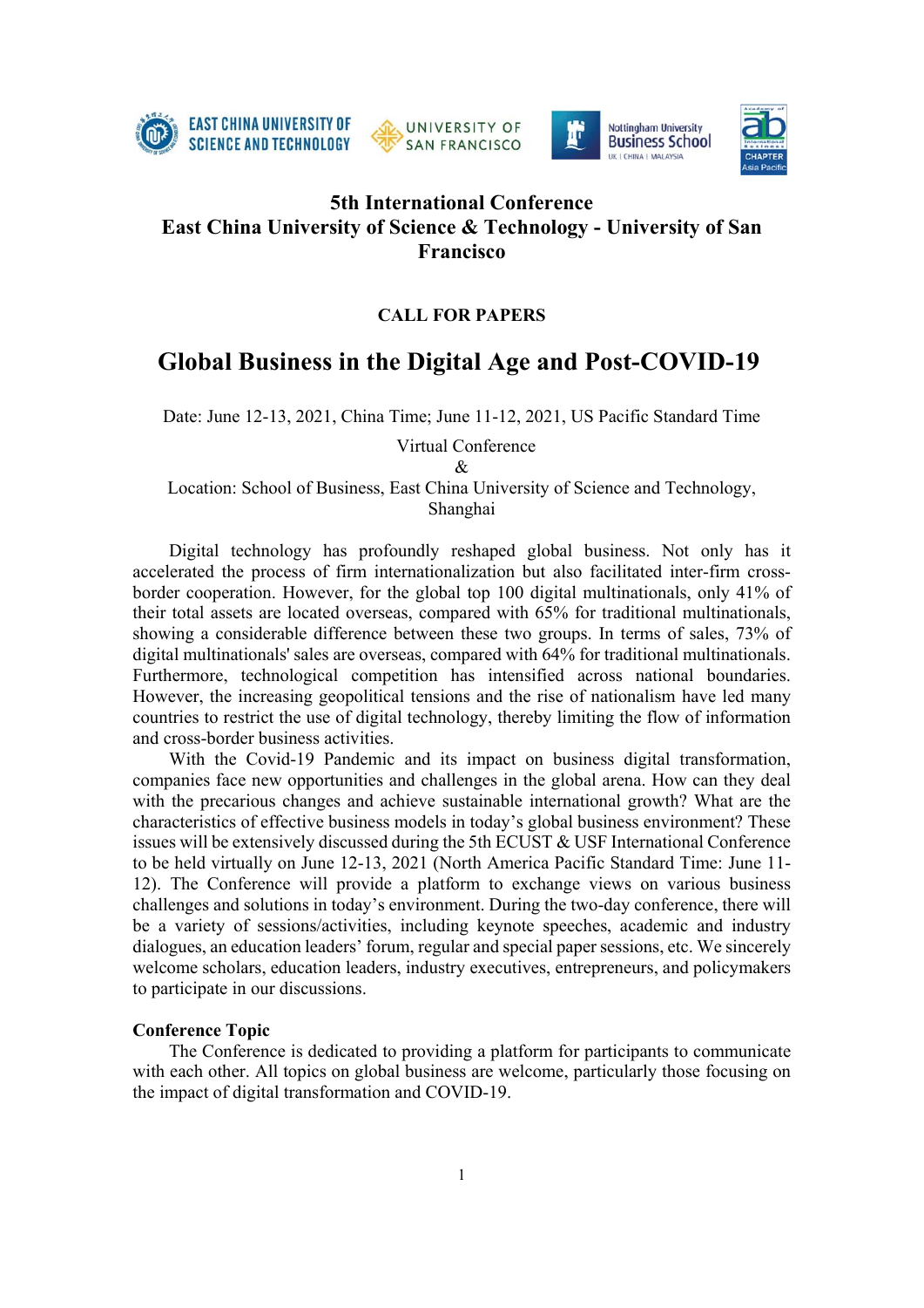# 5th International Conference
# East China University of Science & Technology - University of San Francisco

## CALL FOR PAPERS

# Global Business in the Digital Age and Post-COVID-19

Date: June 12-13, 2021, China Time; June 11-12, 2021, US Pacific Standard Time

Virtual Conference
&
Location: School of Business, East China University of Science and Technology, Shanghai

Digital technology has profoundly reshaped global business. Not only has it accelerated the process of firm internationalization but also facilitated inter-firm cross-border cooperation. However, for the global top 100 digital multinationals, only 41% of their total assets are located overseas, compared with 65% for traditional multinationals, showing a considerable difference between these two groups. In terms of sales, 73% of digital multinationals' sales are overseas, compared with 64% for traditional multinationals. Furthermore, technological competition has intensified across national boundaries. However, the increasing geopolitical tensions and the rise of nationalism have led many countries to restrict the use of digital technology, thereby limiting the flow of information and cross-border business activities.

With the Covid-19 Pandemic and its impact on business digital transformation, companies face new opportunities and challenges in the global arena. How can they deal with the precarious changes and achieve sustainable international growth? What are the characteristics of effective business models in today's global business environment? These issues will be extensively discussed during the 5th ECUST & USF International Conference to be held virtually on June 12-13, 2021 (North America Pacific Standard Time: June 11-12). The Conference will provide a platform to exchange views on various business challenges and solutions in today's environment. During the two-day conference, there will be a variety of sessions/activities, including keynote speeches, academic and industry dialogues, an education leaders' forum, regular and special paper sessions, etc. We sincerely welcome scholars, education leaders, industry executives, entrepreneurs, and policymakers to participate in our discussions.

**Conference Topic**

The Conference is dedicated to providing a platform for participants to communicate with each other. All topics on global business are welcome, particularly those focusing on the impact of digital transformation and COVID-19.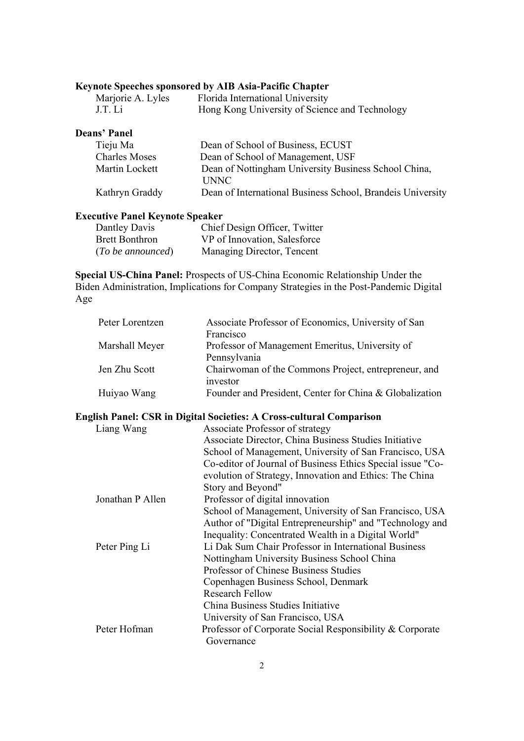**Keynote Speeches sponsored by AIB Asia-Pacific Chapter**

| | |
|---|---|
| Marjorie A. Lyles | Florida International University |
| J.T. Li | Hong Kong University of Science and Technology |

**Deans' Panel**

| | |
|---|---|
| Tieju Ma | Dean of School of Business, ECUST |
| Charles Moses | Dean of School of Management, USF |
| Martin Lockett | Dean of Nottingham University Business School China, UNNC |
| Kathryn Graddy | Dean of International Business School, Brandeis University |

**Executive Panel Keynote Speaker**

| | |
|---|---|
| Dantley Davis | Chief Design Officer, Twitter |
| Brett Bonthron | VP of Innovation, Salesforce |
| (*To be announced*) | Managing Director, Tencent |

**Special US-China Panel:** Prospects of US-China Economic Relationship Under the Biden Administration, Implications for Company Strategies in the Post-Pandemic Digital Age

| | |
|---|---|
| Peter Lorentzen | Associate Professor of Economics, University of San Francisco |
| Marshall Meyer | Professor of Management Emeritus, University of Pennsylvania |
| Jen Zhu Scott | Chairwoman of the Commons Project, entrepreneur, and investor |
| Huiyao Wang | Founder and President, Center for China & Globalization |

**English Panel: CSR in Digital Societies: A Cross-cultural Comparison**

| | |
|---|---|
| Liang Wang | Associate Professor of strategy<br>Associate Director, China Business Studies Initiative<br>School of Management, University of San Francisco, USA<br>Co-editor of Journal of Business Ethics Special issue "Co-evolution of Strategy, Innovation and Ethics: The China Story and Beyond" |
| Jonathan P Allen | Professor of digital innovation<br>School of Management, University of San Francisco, USA<br>Author of "Digital Entrepreneurship" and "Technology and Inequality: Concentrated Wealth in a Digital World" |
| Peter Ping Li | Li Dak Sum Chair Professor in International Business<br>Nottingham University Business School China<br>Professor of Chinese Business Studies<br>Copenhagen Business School, Denmark<br>Research Fellow<br>China Business Studies Initiative<br>University of San Francisco, USA |
| Peter Hofman | Professor of Corporate Social Responsibility & Corporate Governance |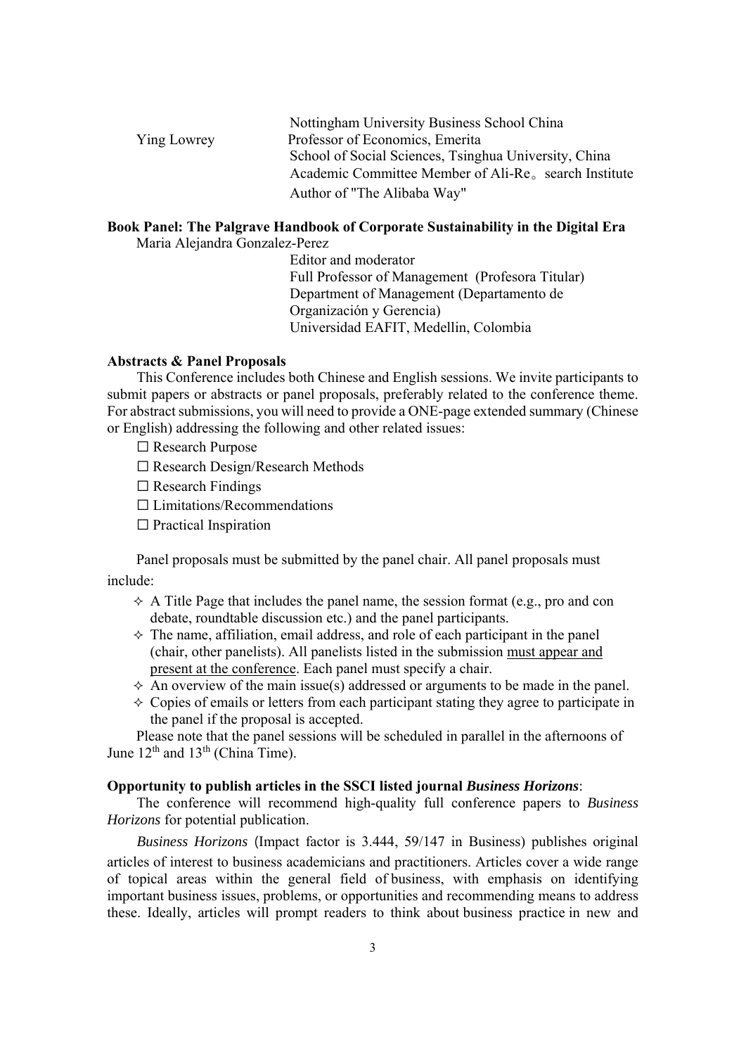Nottingham University Business School China

Ying Lowrey
Professor of Economics, Emerita
School of Social Sciences, Tsinghua University, China
Academic Committee Member of Ali-Re。search Institute
Author of "The Alibaba Way"

**Book Panel: The Palgrave Handbook of Corporate Sustainability in the Digital Era**

Maria Alejandra Gonzalez-Perez
Editor and moderator
Full Professor of Management (Profesora Titular)
Department of Management (Departamento de Organización y Gerencia)
Universidad EAFIT, Medellin, Colombia

**Abstracts & Panel Proposals**

This Conference includes both Chinese and English sessions. We invite participants to submit papers or abstracts or panel proposals, preferably related to the conference theme. For abstract submissions, you will need to provide a ONE-page extended summary (Chinese or English) addressing the following and other related issues:

- ☐ Research Purpose
- ☐ Research Design/Research Methods
- ☐ Research Findings
- ☐ Limitations/Recommendations
- ☐ Practical Inspiration

Panel proposals must be submitted by the panel chair. All panel proposals must include:

- ✧ A Title Page that includes the panel name, the session format (e.g., pro and con debate, roundtable discussion etc.) and the panel participants.
- ✧ The name, affiliation, email address, and role of each participant in the panel (chair, other panelists). All panelists listed in the submission must appear and present at the conference. Each panel must specify a chair.
- ✧ An overview of the main issue(s) addressed or arguments to be made in the panel.
- ✧ Copies of emails or letters from each participant stating they agree to participate in the panel if the proposal is accepted.

Please note that the panel sessions will be scheduled in parallel in the afternoons of June 12th and 13th (China Time).

**Opportunity to publish articles in the SSCI listed journal *Business Horizons*:**

The conference will recommend high-quality full conference papers to *Business Horizons* for potential publication.

*Business Horizons* (Impact factor is 3.444, 59/147 in Business) publishes original articles of interest to business academicians and practitioners. Articles cover a wide range of topical areas within the general field of business, with emphasis on identifying important business issues, problems, or opportunities and recommending means to address these. Ideally, articles will prompt readers to think about business practice in new and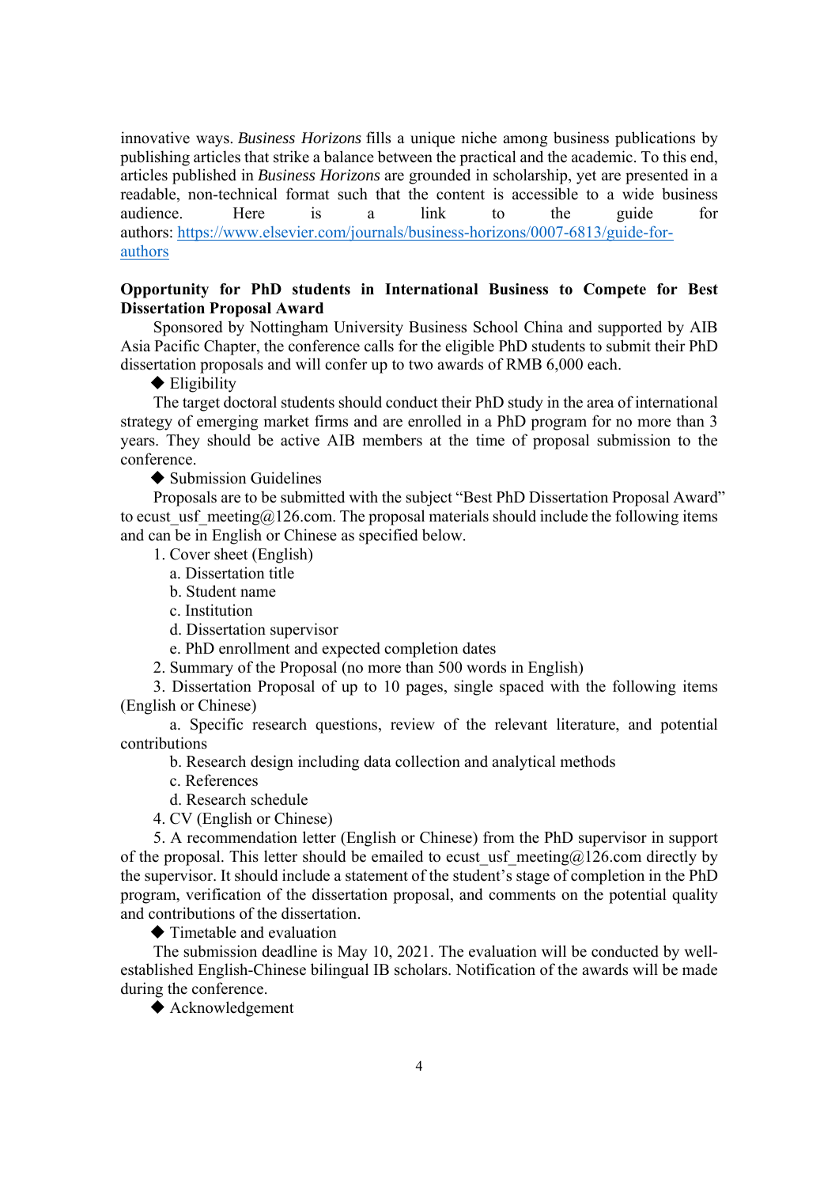innovative ways. *Business Horizons* fills a unique niche among business publications by publishing articles that strike a balance between the practical and the academic. To this end, articles published in *Business Horizons* are grounded in scholarship, yet are presented in a readable, non-technical format such that the content is accessible to a wide business audience. Here is a link to the guide for authors: [https://www.elsevier.com/journals/business-horizons/0007-6813/guide-for-authors](https://www.elsevier.com/journals/business-horizons/0007-6813/guide-for-authors)

**Opportunity for PhD students in International Business to Compete for Best Dissertation Proposal Award**

Sponsored by Nottingham University Business School China and supported by AIB Asia Pacific Chapter, the conference calls for the eligible PhD students to submit their PhD dissertation proposals and will confer up to two awards of RMB 6,000 each.

◆ Eligibility

The target doctoral students should conduct their PhD study in the area of international strategy of emerging market firms and are enrolled in a PhD program for no more than 3 years. They should be active AIB members at the time of proposal submission to the conference.

◆ Submission Guidelines

Proposals are to be submitted with the subject "Best PhD Dissertation Proposal Award" to ecust_usf_meeting@126.com. The proposal materials should include the following items and can be in English or Chinese as specified below.

1. Cover sheet (English)
   a. Dissertation title
   b. Student name
   c. Institution
   d. Dissertation supervisor
   e. PhD enrollment and expected completion dates
2. Summary of the Proposal (no more than 500 words in English)
3. Dissertation Proposal of up to 10 pages, single spaced with the following items (English or Chinese)
   a. Specific research questions, review of the relevant literature, and potential contributions
   b. Research design including data collection and analytical methods
   c. References
   d. Research schedule
4. CV (English or Chinese)
5. A recommendation letter (English or Chinese) from the PhD supervisor in support of the proposal. This letter should be emailed to ecust_usf_meeting@126.com directly by the supervisor. It should include a statement of the student's stage of completion in the PhD program, verification of the dissertation proposal, and comments on the potential quality and contributions of the dissertation.

◆ Timetable and evaluation

The submission deadline is May 10, 2021. The evaluation will be conducted by well-established English-Chinese bilingual IB scholars. Notification of the awards will be made during the conference.

◆ Acknowledgement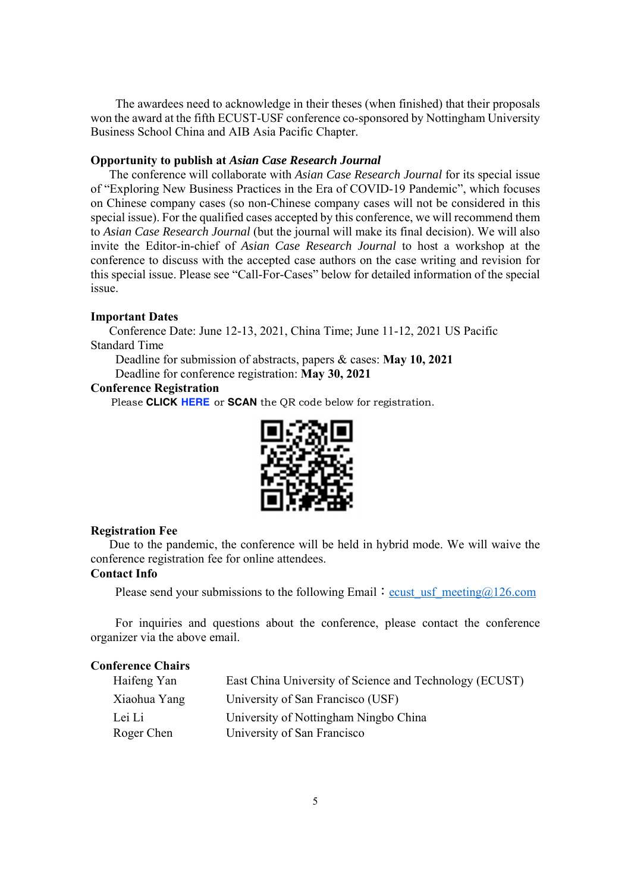The awardees need to acknowledge in their theses (when finished) that their proposals won the award at the fifth ECUST-USF conference co-sponsored by Nottingham University Business School China and AIB Asia Pacific Chapter.

**Opportunity to publish at *Asian Case Research Journal***

The conference will collaborate with *Asian Case Research Journal* for its special issue of "Exploring New Business Practices in the Era of COVID-19 Pandemic", which focuses on Chinese company cases (so non-Chinese company cases will not be considered in this special issue). For the qualified cases accepted by this conference, we will recommend them to *Asian Case Research Journal* (but the journal will make its final decision). We will also invite the Editor-in-chief of *Asian Case Research Journal* to host a workshop at the conference to discuss with the accepted case authors on the case writing and revision for this special issue. Please see "Call-For-Cases" below for detailed information of the special issue.

**Important Dates**

Conference Date: June 12-13, 2021, China Time; June 11-12, 2021 US Pacific Standard Time

Deadline for submission of abstracts, papers & cases: **May 10, 2021**

Deadline for conference registration: **May 30, 2021**

**Conference Registration**

Please **CLICK HERE** or **SCAN** the QR code below for registration.

**Registration Fee**

Due to the pandemic, the conference will be held in hybrid mode. We will waive the conference registration fee for online attendees.

**Contact Info**

Please send your submissions to the following Email：ecust_usf_meeting@126.com

For inquiries and questions about the conference, please contact the conference organizer via the above email.

**Conference Chairs**

| | |
|---|---|
| Haifeng Yan | East China University of Science and Technology (ECUST) |
| Xiaohua Yang | University of San Francisco (USF) |
| Lei Li | University of Nottingham Ningbo China |
| Roger Chen | University of San Francisco |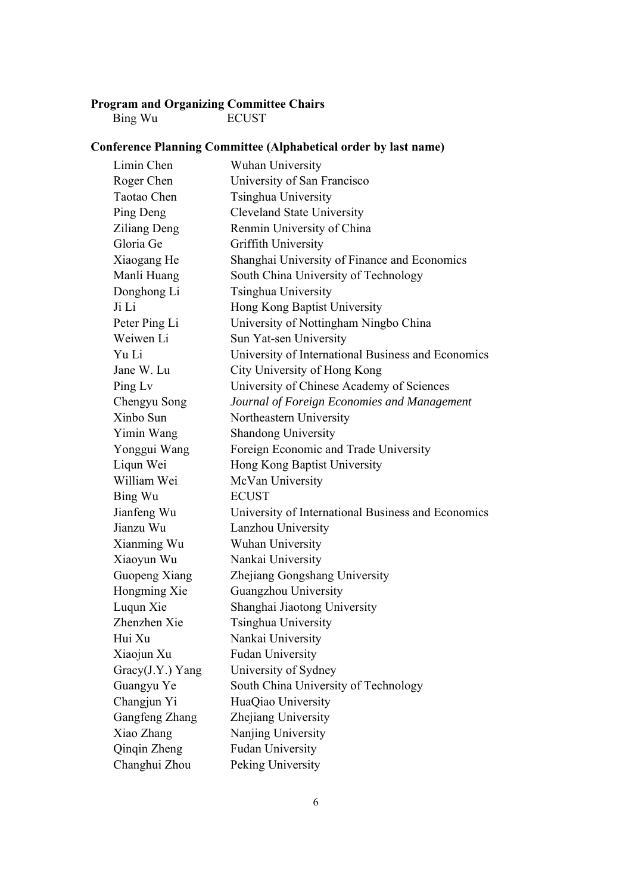**Program and Organizing Committee Chairs**

| | |
|---|---|
| Bing Wu | ECUST |

**Conference Planning Committee (Alphabetical order by last name)**

| | |
|---|---|
| Limin Chen | Wuhan University |
| Roger Chen | University of San Francisco |
| Taotao Chen | Tsinghua University |
| Ping Deng | Cleveland State University |
| Ziliang Deng | Renmin University of China |
| Gloria Ge | Griffith University |
| Xiaogang He | Shanghai University of Finance and Economics |
| Manli Huang | South China University of Technology |
| Donghong Li | Tsinghua University |
| Ji Li | Hong Kong Baptist University |
| Peter Ping Li | University of Nottingham Ningbo China |
| Weiwen Li | Sun Yat-sen University |
| Yu Li | University of International Business and Economics |
| Jane W. Lu | City University of Hong Kong |
| Ping Lv | University of Chinese Academy of Sciences |
| Chengyu Song | *Journal of Foreign Economies and Management* |
| Xinbo Sun | Northeastern University |
| Yimin Wang | Shandong University |
| Yonggui Wang | Foreign Economic and Trade University |
| Liqun Wei | Hong Kong Baptist University |
| William Wei | McVan University |
| Bing Wu | ECUST |
| Jianfeng Wu | University of International Business and Economics |
| Jianzu Wu | Lanzhou University |
| Xianming Wu | Wuhan University |
| Xiaoyun Wu | Nankai University |
| Guopeng Xiang | Zhejiang Gongshang University |
| Hongming Xie | Guangzhou University |
| Luqun Xie | Shanghai Jiaotong University |
| Zhenzhen Xie | Tsinghua University |
| Hui Xu | Nankai University |
| Xiaojun Xu | Fudan University |
| Gracy(J.Y.) Yang | University of Sydney |
| Guangyu Ye | South China University of Technology |
| Changjun Yi | HuaQiao University |
| Gangfeng Zhang | Zhejiang University |
| Xiao Zhang | Nanjing University |
| Qinqin Zheng | Fudan University |
| Changhui Zhou | Peking University |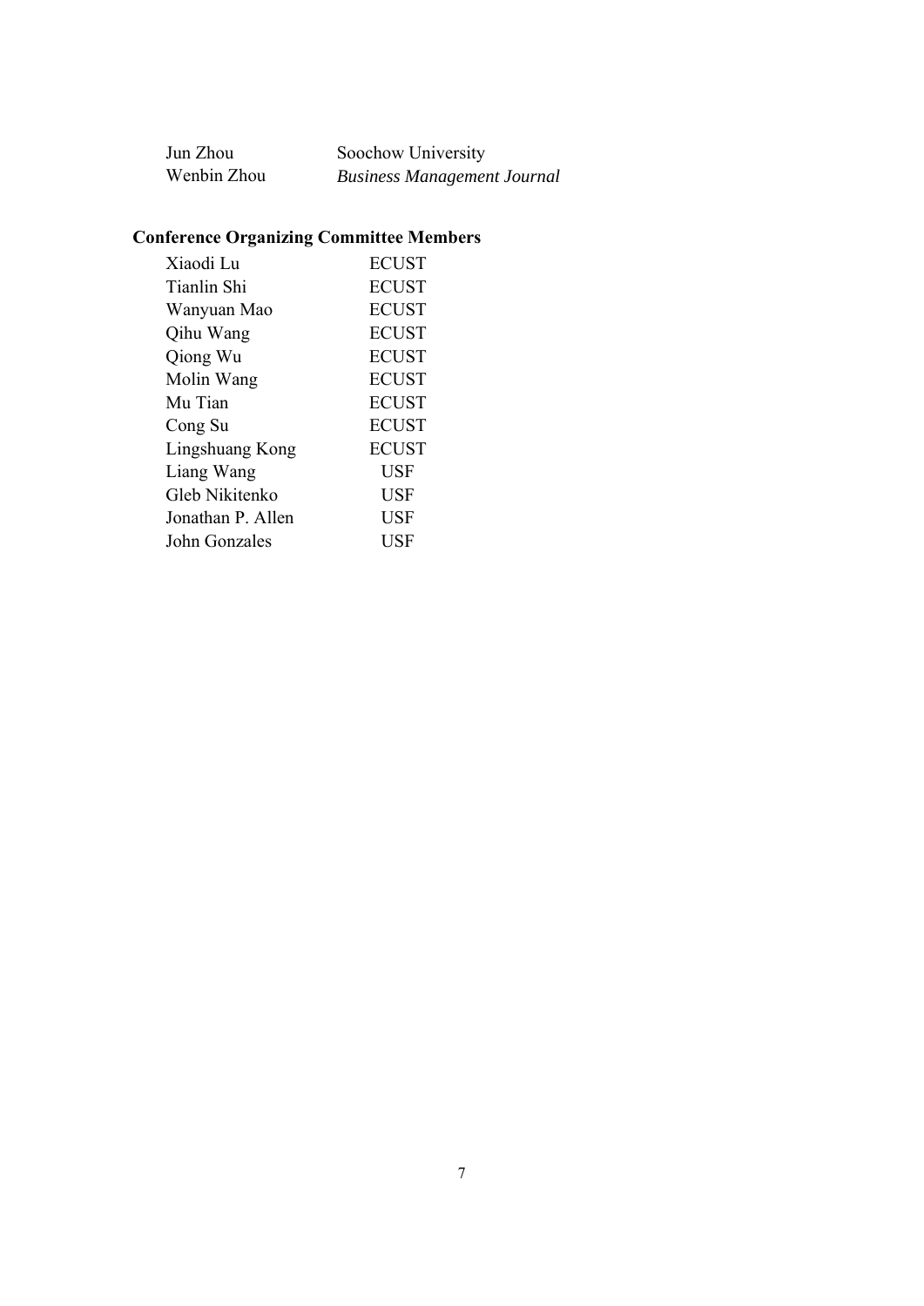| | |
|---|---|
| Jun Zhou | Soochow University |
| Wenbin Zhou | *Business Management Journal* |

## Conference Organizing Committee Members

| | |
|---|---|
| Xiaodi Lu | ECUST |
| Tianlin Shi | ECUST |
| Wanyuan Mao | ECUST |
| Qihu Wang | ECUST |
| Qiong Wu | ECUST |
| Molin Wang | ECUST |
| Mu Tian | ECUST |
| Cong Su | ECUST |
| Lingshuang Kong | ECUST |
| Liang Wang | USF |
| Gleb Nikitenko | USF |
| Jonathan P. Allen | USF |
| John Gonzales | USF |